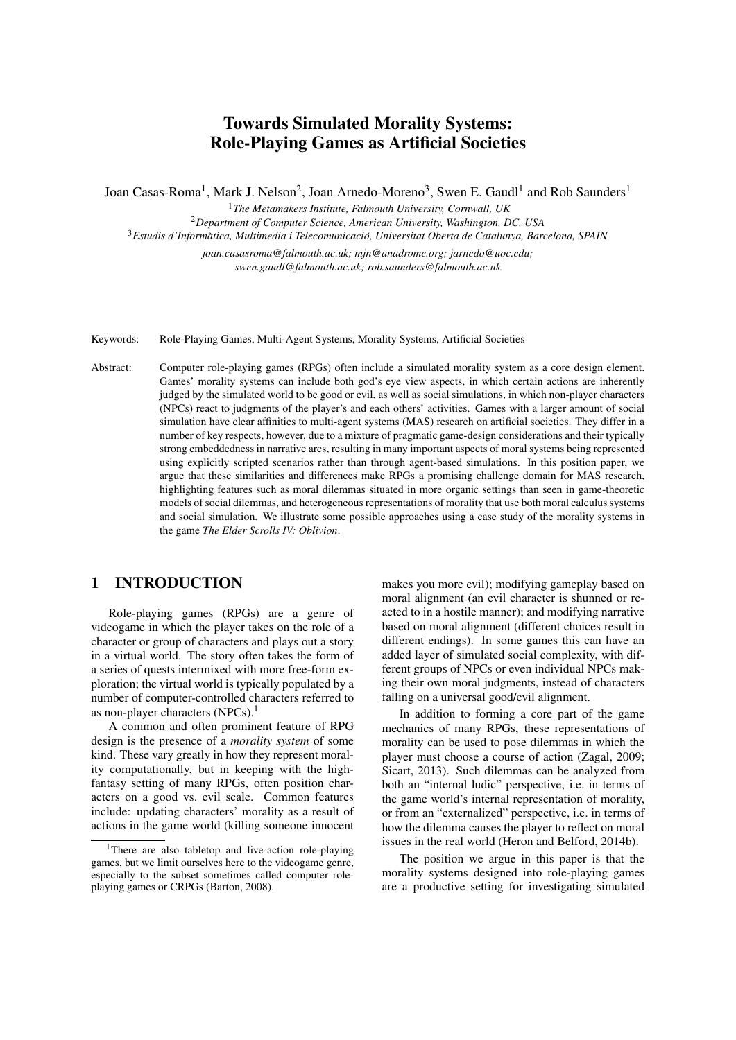# Towards Simulated Morality Systems: Role-Playing Games as Artificial Societies

Joan Casas-Roma[1], Mark J. Nelson[2], Joan Arnedo-Moreno[3], Swen E. Gaudl[1] and Rob Saunders[1]

[1] *The Metamakers Institute, Falmouth University, Cornwall, UK*

[2] *Department of Computer Science, American University, Washington, DC, USA*

[3] *Estudis d'Informàtica, Multimedia i Telecomunicació, Universitat Oberta de Catalunya, Barcelona, SPAIN*

*joan.casasroma@falmouth.ac.uk; mjn@anadrome.org; jarnedo@uoc.edu; swen.gaudl@falmouth.ac.uk; rob.saunders@falmouth.ac.uk*

Keywords: Role-Playing Games, Multi-Agent Systems, Morality Systems, Artificial Societies

Abstract: Computer role-playing games (RPGs) often include a simulated morality system as a core design element. Games' morality systems can include both god's eye view aspects, in which certain actions are inherently judged by the simulated world to be good or evil, as well as social simulations, in which non-player characters (NPCs) react to judgments of the player's and each others' activities. Games with a larger amount of social simulation have clear affinities to multi-agent systems (MAS) research on artificial societies. They differ in a number of key respects, however, due to a mixture of pragmatic game-design considerations and their typically strong embeddedness in narrative arcs, resulting in many important aspects of moral systems being represented using explicitly scripted scenarios rather than through agent-based simulations. In this position paper, we argue that these similarities and differences make RPGs a promising challenge domain for MAS research, highlighting features such as moral dilemmas situated in more organic settings than seen in game-theoretic models of social dilemmas, and heterogeneous representations of morality that use both moral calculus systems and social simulation. We illustrate some possible approaches using a case study of the morality systems in the game *The Elder Scrolls IV: Oblivion*.

## 1 INTRODUCTION

Role-playing games (RPGs) are a genre of videogame in which the player takes on the role of a character or group of characters and plays out a story in a virtual world. The story often takes the form of a series of quests intermixed with more free-form exploration; the virtual world is typically populated by a number of computer-controlled characters referred to as non-player characters (NPCs).[1]

A common and often prominent feature of RPG design is the presence of a *morality system* of some kind. These vary greatly in how they represent morality computationally, but in keeping with the high-fantasy setting of many RPGs, often position characters on a good vs. evil scale. Common features include: updating characters' morality as a result of actions in the game world (killing someone innocent makes you more evil); modifying gameplay based on moral alignment (an evil character is shunned or reacted to in a hostile manner); and modifying narrative based on moral alignment (different choices result in different endings). In some games this can have an added layer of simulated social complexity, with different groups of NPCs or even individual NPCs making their own moral judgments, instead of characters falling on a universal good/evil alignment.

In addition to forming a core part of the game mechanics of many RPGs, these representations of morality can be used to pose dilemmas in which the player must choose a course of action (Zagal, 2009; Sicart, 2013). Such dilemmas can be analyzed from both an "internal ludic" perspective, i.e. in terms of the game world's internal representation of morality, or from an "externalized" perspective, i.e. in terms of how the dilemma causes the player to reflect on moral issues in the real world (Heron and Belford, 2014b).

The position we argue in this paper is that the morality systems designed into role-playing games are a productive setting for investigating simulated

[1] There are also tabletop and live-action role-playing games, but we limit ourselves here to the videogame genre, especially to the subset sometimes called computer role-playing games or CRPGs (Barton, 2008).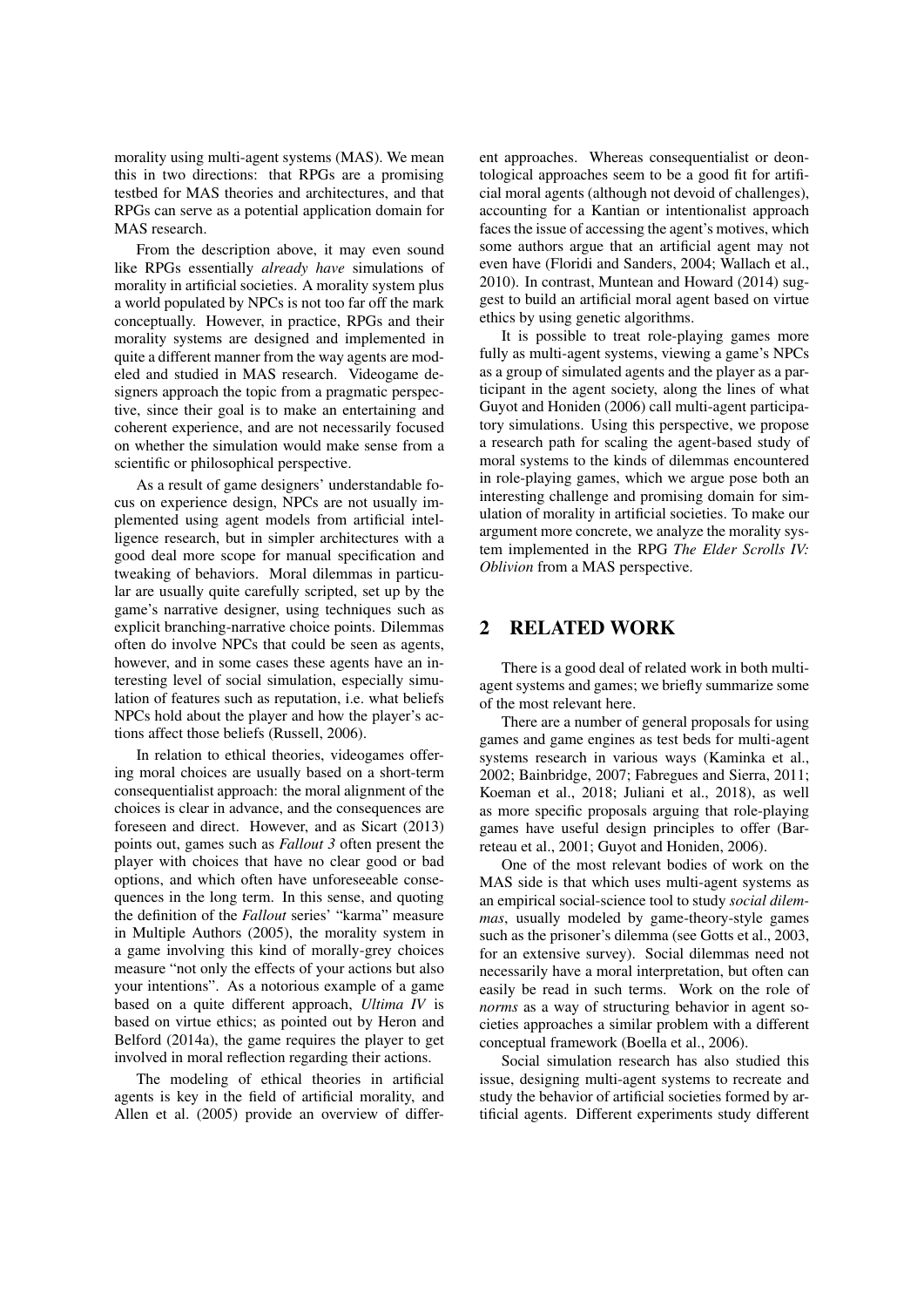morality using multi-agent systems (MAS). We mean this in two directions: that RPGs are a promising testbed for MAS theories and architectures, and that RPGs can serve as a potential application domain for MAS research.

From the description above, it may even sound like RPGs essentially *already have* simulations of morality in artificial societies. A morality system plus a world populated by NPCs is not too far off the mark conceptually. However, in practice, RPGs and their morality systems are designed and implemented in quite a different manner from the way agents are modeled and studied in MAS research. Videogame designers approach the topic from a pragmatic perspective, since their goal is to make an entertaining and coherent experience, and are not necessarily focused on whether the simulation would make sense from a scientific or philosophical perspective.

As a result of game designers' understandable focus on experience design, NPCs are not usually implemented using agent models from artificial intelligence research, but in simpler architectures with a good deal more scope for manual specification and tweaking of behaviors. Moral dilemmas in particular are usually quite carefully scripted, set up by the game's narrative designer, using techniques such as explicit branching-narrative choice points. Dilemmas often do involve NPCs that could be seen as agents, however, and in some cases these agents have an interesting level of social simulation, especially simulation of features such as reputation, i.e. what beliefs NPCs hold about the player and how the player's actions affect those beliefs (Russell, 2006).

In relation to ethical theories, videogames offering moral choices are usually based on a short-term consequentialist approach: the moral alignment of the choices is clear in advance, and the consequences are foreseen and direct. However, and as Sicart (2013) points out, games such as *Fallout 3* often present the player with choices that have no clear good or bad options, and which often have unforeseeable consequences in the long term. In this sense, and quoting the definition of the *Fallout* series' "karma" measure in Multiple Authors (2005), the morality system in a game involving this kind of morally-grey choices measure "not only the effects of your actions but also your intentions". As a notorious example of a game based on a quite different approach, *Ultima IV* is based on virtue ethics; as pointed out by Heron and Belford (2014a), the game requires the player to get involved in moral reflection regarding their actions.

The modeling of ethical theories in artificial agents is key in the field of artificial morality, and Allen et al. (2005) provide an overview of different approaches. Whereas consequentialist or deontological approaches seem to be a good fit for artificial moral agents (although not devoid of challenges), accounting for a Kantian or intentionalist approach faces the issue of accessing the agent's motives, which some authors argue that an artificial agent may not even have (Floridi and Sanders, 2004; Wallach et al., 2010). In contrast, Muntean and Howard (2014) suggest to build an artificial moral agent based on virtue ethics by using genetic algorithms.

It is possible to treat role-playing games more fully as multi-agent systems, viewing a game's NPCs as a group of simulated agents and the player as a participant in the agent society, along the lines of what Guyot and Honiden (2006) call multi-agent participatory simulations. Using this perspective, we propose a research path for scaling the agent-based study of moral systems to the kinds of dilemmas encountered in role-playing games, which we argue pose both an interesting challenge and promising domain for simulation of morality in artificial societies. To make our argument more concrete, we analyze the morality system implemented in the RPG *The Elder Scrolls IV: Oblivion* from a MAS perspective.

## 2 RELATED WORK

There is a good deal of related work in both multi-agent systems and games; we briefly summarize some of the most relevant here.

There are a number of general proposals for using games and game engines as test beds for multi-agent systems research in various ways (Kaminka et al., 2002; Bainbridge, 2007; Fabregues and Sierra, 2011; Koeman et al., 2018; Juliani et al., 2018), as well as more specific proposals arguing that role-playing games have useful design principles to offer (Barreteau et al., 2001; Guyot and Honiden, 2006).

One of the most relevant bodies of work on the MAS side is that which uses multi-agent systems as an empirical social-science tool to study *social dilemmas*, usually modeled by game-theory-style games such as the prisoner's dilemma (see Gotts et al., 2003, for an extensive survey). Social dilemmas need not necessarily have a moral interpretation, but often can easily be read in such terms. Work on the role of *norms* as a way of structuring behavior in agent societies approaches a similar problem with a different conceptual framework (Boella et al., 2006).

Social simulation research has also studied this issue, designing multi-agent systems to recreate and study the behavior of artificial societies formed by artificial agents. Different experiments study different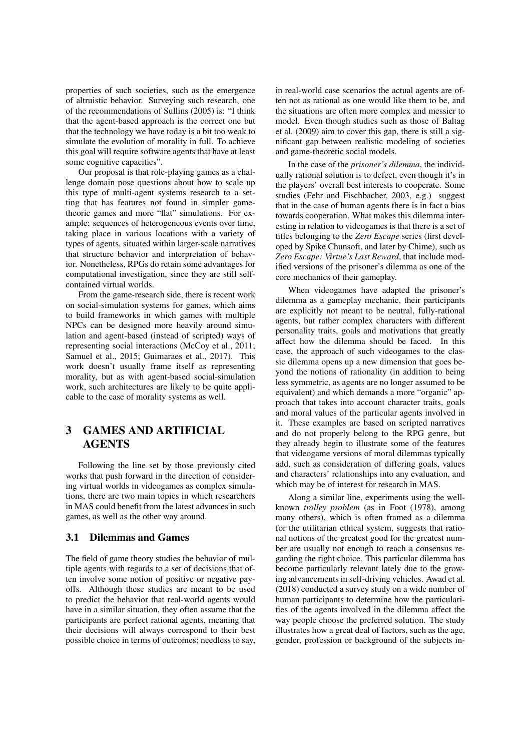properties of such societies, such as the emergence of altruistic behavior. Surveying such research, one of the recommendations of Sullins (2005) is: "I think that the agent-based approach is the correct one but that the technology we have today is a bit too weak to simulate the evolution of morality in full. To achieve this goal will require software agents that have at least some cognitive capacities".

Our proposal is that role-playing games as a challenge domain pose questions about how to scale up this type of multi-agent systems research to a setting that has features not found in simpler game-theoretic games and more "flat" simulations. For example: sequences of heterogeneous events over time, taking place in various locations with a variety of types of agents, situated within larger-scale narratives that structure behavior and interpretation of behavior. Nonetheless, RPGs do retain some advantages for computational investigation, since they are still self-contained virtual worlds.

From the game-research side, there is recent work on social-simulation systems for games, which aims to build frameworks in which games with multiple NPCs can be designed more heavily around simulation and agent-based (instead of scripted) ways of representing social interactions (McCoy et al., 2011; Samuel et al., 2015; Guimaraes et al., 2017). This work doesn't usually frame itself as representing morality, but as with agent-based social-simulation work, such architectures are likely to be quite applicable to the case of morality systems as well.

# 3 GAMES AND ARTIFICIAL AGENTS

Following the line set by those previously cited works that push forward in the direction of considering virtual worlds in videogames as complex simulations, there are two main topics in which researchers in MAS could benefit from the latest advances in such games, as well as the other way around.

## 3.1 Dilemmas and Games

The field of game theory studies the behavior of multiple agents with regards to a set of decisions that often involve some notion of positive or negative payoffs. Although these studies are meant to be used to predict the behavior that real-world agents would have in a similar situation, they often assume that the participants are perfect rational agents, meaning that their decisions will always correspond to their best possible choice in terms of outcomes; needless to say, in real-world case scenarios the actual agents are often not as rational as one would like them to be, and the situations are often more complex and messier to model. Even though studies such as those of Baltag et al. (2009) aim to cover this gap, there is still a significant gap between realistic modeling of societies and game-theoretic social models.

In the case of the *prisoner's dilemma*, the individually rational solution is to defect, even though it's in the players' overall best interests to cooperate. Some studies (Fehr and Fischbacher, 2003, e.g.) suggest that in the case of human agents there is in fact a bias towards cooperation. What makes this dilemma interesting in relation to videogames is that there is a set of titles belonging to the *Zero Escape* series (first developed by Spike Chunsoft, and later by Chime), such as *Zero Escape: Virtue's Last Reward*, that include modified versions of the prisoner's dilemma as one of the core mechanics of their gameplay.

When videogames have adapted the prisoner's dilemma as a gameplay mechanic, their participants are explicitly not meant to be neutral, fully-rational agents, but rather complex characters with different personality traits, goals and motivations that greatly affect how the dilemma should be faced. In this case, the approach of such videogames to the classic dilemma opens up a new dimension that goes beyond the notions of rationality (in addition to being less symmetric, as agents are no longer assumed to be equivalent) and which demands a more "organic" approach that takes into account character traits, goals and moral values of the particular agents involved in it. These examples are based on scripted narratives and do not properly belong to the RPG genre, but they already begin to illustrate some of the features that videogame versions of moral dilemmas typically add, such as consideration of differing goals, values and characters' relationships into any evaluation, and which may be of interest for research in MAS.

Along a similar line, experiments using the well-known *trolley problem* (as in Foot (1978), among many others), which is often framed as a dilemma for the utilitarian ethical system, suggests that rational notions of the greatest good for the greatest number are usually not enough to reach a consensus regarding the right choice. This particular dilemma has become particularly relevant lately due to the growing advancements in self-driving vehicles. Awad et al. (2018) conducted a survey study on a wide number of human participants to determine how the particularities of the agents involved in the dilemma affect the way people choose the preferred solution. The study illustrates how a great deal of factors, such as the age, gender, profession or background of the subjects in-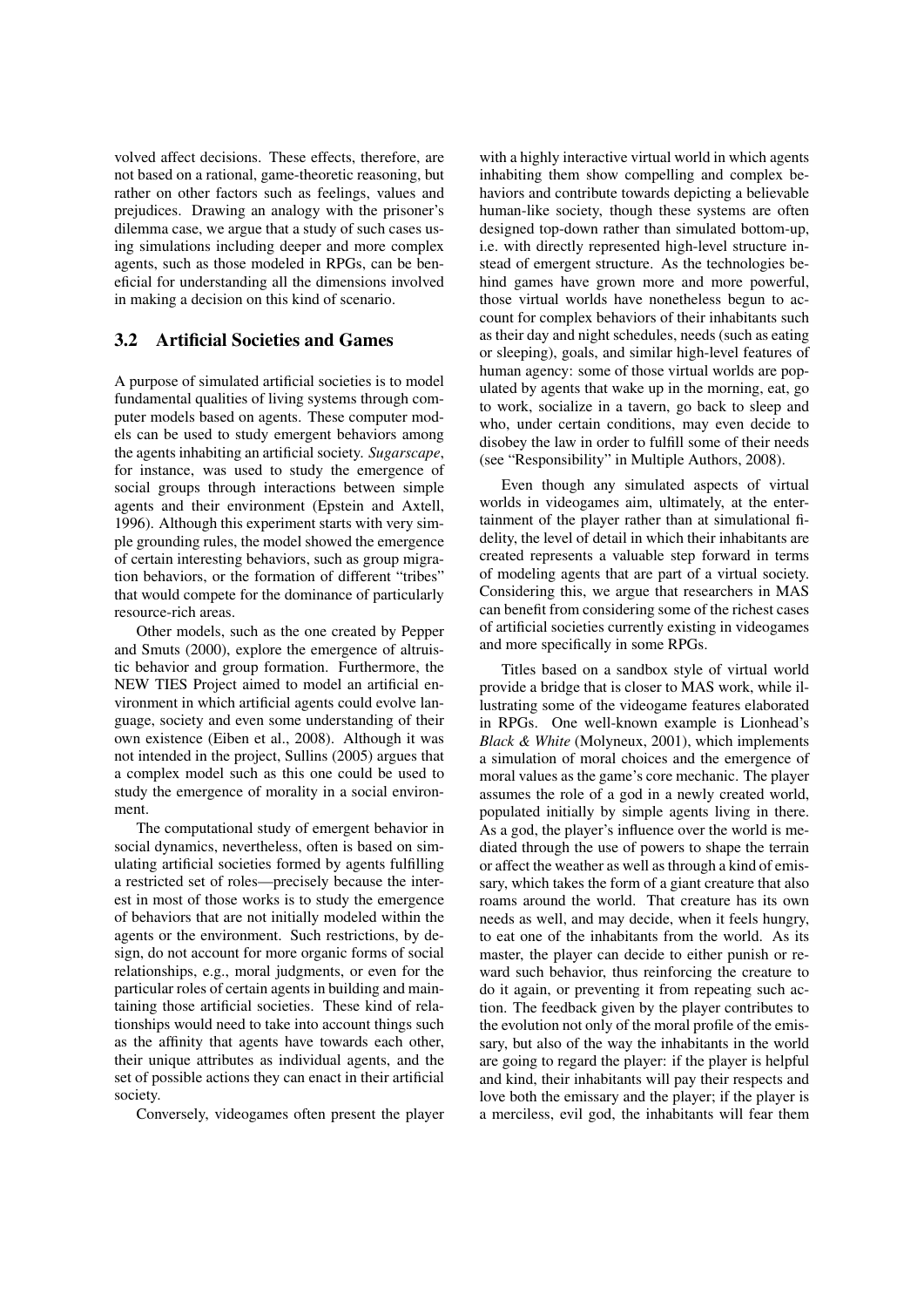volved affect decisions. These effects, therefore, are not based on a rational, game-theoretic reasoning, but rather on other factors such as feelings, values and prejudices. Drawing an analogy with the prisoner's dilemma case, we argue that a study of such cases using simulations including deeper and more complex agents, such as those modeled in RPGs, can be beneficial for understanding all the dimensions involved in making a decision on this kind of scenario.

### 3.2 Artificial Societies and Games

A purpose of simulated artificial societies is to model fundamental qualities of living systems through computer models based on agents. These computer models can be used to study emergent behaviors among the agents inhabiting an artificial society. *Sugarscape*, for instance, was used to study the emergence of social groups through interactions between simple agents and their environment (Epstein and Axtell, 1996). Although this experiment starts with very simple grounding rules, the model showed the emergence of certain interesting behaviors, such as group migration behaviors, or the formation of different "tribes" that would compete for the dominance of particularly resource-rich areas.

Other models, such as the one created by Pepper and Smuts (2000), explore the emergence of altruistic behavior and group formation. Furthermore, the NEW TIES Project aimed to model an artificial environment in which artificial agents could evolve language, society and even some understanding of their own existence (Eiben et al., 2008). Although it was not intended in the project, Sullins (2005) argues that a complex model such as this one could be used to study the emergence of morality in a social environment.

The computational study of emergent behavior in social dynamics, nevertheless, often is based on simulating artificial societies formed by agents fulfilling a restricted set of roles—precisely because the interest in most of those works is to study the emergence of behaviors that are not initially modeled within the agents or the environment. Such restrictions, by design, do not account for more organic forms of social relationships, e.g., moral judgments, or even for the particular roles of certain agents in building and maintaining those artificial societies. These kind of relationships would need to take into account things such as the affinity that agents have towards each other, their unique attributes as individual agents, and the set of possible actions they can enact in their artificial society.

Conversely, videogames often present the player with a highly interactive virtual world in which agents inhabiting them show compelling and complex behaviors and contribute towards depicting a believable human-like society, though these systems are often designed top-down rather than simulated bottom-up, i.e. with directly represented high-level structure instead of emergent structure. As the technologies behind games have grown more and more powerful, those virtual worlds have nonetheless begun to account for complex behaviors of their inhabitants such as their day and night schedules, needs (such as eating or sleeping), goals, and similar high-level features of human agency: some of those virtual worlds are populated by agents that wake up in the morning, eat, go to work, socialize in a tavern, go back to sleep and who, under certain conditions, may even decide to disobey the law in order to fulfill some of their needs (see "Responsibility" in Multiple Authors, 2008).

Even though any simulated aspects of virtual worlds in videogames aim, ultimately, at the entertainment of the player rather than at simulational fidelity, the level of detail in which their inhabitants are created represents a valuable step forward in terms of modeling agents that are part of a virtual society. Considering this, we argue that researchers in MAS can benefit from considering some of the richest cases of artificial societies currently existing in videogames and more specifically in some RPGs.

Titles based on a sandbox style of virtual world provide a bridge that is closer to MAS work, while illustrating some of the videogame features elaborated in RPGs. One well-known example is Lionhead's *Black & White* (Molyneux, 2001), which implements a simulation of moral choices and the emergence of moral values as the game's core mechanic. The player assumes the role of a god in a newly created world, populated initially by simple agents living in there. As a god, the player's influence over the world is mediated through the use of powers to shape the terrain or affect the weather as well as through a kind of emissary, which takes the form of a giant creature that also roams around the world. That creature has its own needs as well, and may decide, when it feels hungry, to eat one of the inhabitants from the world. As its master, the player can decide to either punish or reward such behavior, thus reinforcing the creature to do it again, or preventing it from repeating such action. The feedback given by the player contributes to the evolution not only of the moral profile of the emissary, but also of the way the inhabitants in the world are going to regard the player: if the player is helpful and kind, their inhabitants will pay their respects and love both the emissary and the player; if the player is a merciless, evil god, the inhabitants will fear them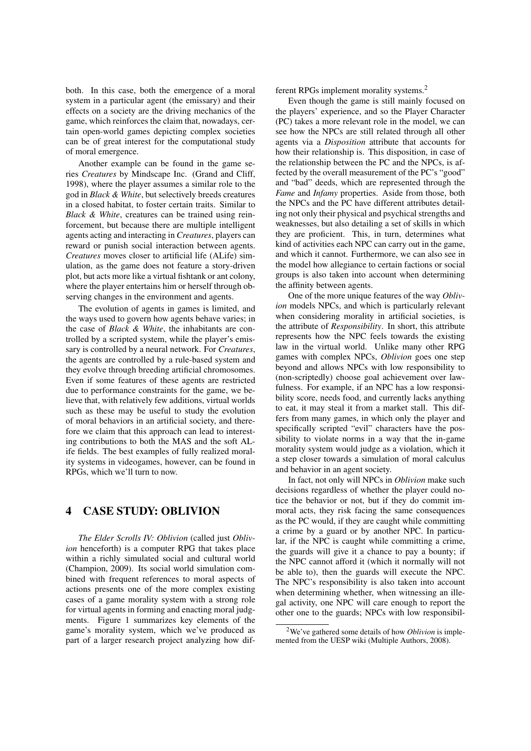both. In this case, both the emergence of a moral system in a particular agent (the emissary) and their effects on a society are the driving mechanics of the game, which reinforces the claim that, nowadays, certain open-world games depicting complex societies can be of great interest for the computational study of moral emergence.

Another example can be found in the game series *Creatures* by Mindscape Inc. (Grand and Cliff, 1998), where the player assumes a similar role to the god in *Black & White*, but selectively breeds creatures in a closed habitat, to foster certain traits. Similar to *Black & White*, creatures can be trained using reinforcement, but because there are multiple intelligent agents acting and interacting in *Creatures*, players can reward or punish social interaction between agents. *Creatures* moves closer to artificial life (ALife) simulation, as the game does not feature a story-driven plot, but acts more like a virtual fishtank or ant colony, where the player entertains him or herself through observing changes in the environment and agents.

The evolution of agents in games is limited, and the ways used to govern how agents behave varies; in the case of *Black & White*, the inhabitants are controlled by a scripted system, while the player's emissary is controlled by a neural network. For *Creatures*, the agents are controlled by a rule-based system and they evolve through breeding artificial chromosomes. Even if some features of these agents are restricted due to performance constraints for the game, we believe that, with relatively few additions, virtual worlds such as these may be useful to study the evolution of moral behaviors in an artificial society, and therefore we claim that this approach can lead to interesting contributions to both the MAS and the soft ALife fields. The best examples of fully realized morality systems in videogames, however, can be found in RPGs, which we'll turn to now.

# 4 CASE STUDY: OBLIVION

*The Elder Scrolls IV: Oblivion* (called just *Oblivion* henceforth) is a computer RPG that takes place within a richly simulated social and cultural world (Champion, 2009). Its social world simulation combined with frequent references to moral aspects of actions presents one of the more complex existing cases of a game morality system with a strong role for virtual agents in forming and enacting moral judgments. Figure 1 summarizes key elements of the game's morality system, which we've produced as part of a larger research project analyzing how different RPGs implement morality systems.[2]

Even though the game is still mainly focused on the players' experience, and so the Player Character (PC) takes a more relevant role in the model, we can see how the NPCs are still related through all other agents via a *Disposition* attribute that accounts for how their relationship is. This disposition, in case of the relationship between the PC and the NPCs, is affected by the overall measurement of the PC's "good" and "bad" deeds, which are represented through the *Fame* and *Infamy* properties. Aside from those, both the NPCs and the PC have different attributes detailing not only their physical and psychical strengths and weaknesses, but also detailing a set of skills in which they are proficient. This, in turn, determines what kind of activities each NPC can carry out in the game, and which it cannot. Furthermore, we can also see in the model how allegiance to certain factions or social groups is also taken into account when determining the affinity between agents.

One of the more unique features of the way *Oblivion* models NPCs, and which is particularly relevant when considering morality in artificial societies, is the attribute of *Responsibility*. In short, this attribute represents how the NPC feels towards the existing law in the virtual world. Unlike many other RPG games with complex NPCs, *Oblivion* goes one step beyond and allows NPCs with low responsibility to (non-scriptedly) choose goal achievement over lawfulness. For example, if an NPC has a low responsibility score, needs food, and currently lacks anything to eat, it may steal it from a market stall. This differs from many games, in which only the player and specifically scripted "evil" characters have the possibility to violate norms in a way that the in-game morality system would judge as a violation, which it a step closer towards a simulation of moral calculus and behavior in an agent society.

In fact, not only will NPCs in *Oblivion* make such decisions regardless of whether the player could notice the behavior or not, but if they do commit immoral acts, they risk facing the same consequences as the PC would, if they are caught while committing a crime by a guard or by another NPC. In particular, if the NPC is caught while committing a crime, the guards will give it a chance to pay a bounty; if the NPC cannot afford it (which it normally will not be able to), then the guards will execute the NPC. The NPC's responsibility is also taken into account when determining whether, when witnessing an illegal activity, one NPC will care enough to report the other one to the guards; NPCs with low responsibil-

[2] We've gathered some details of how *Oblivion* is implemented from the UESP wiki (Multiple Authors, 2008).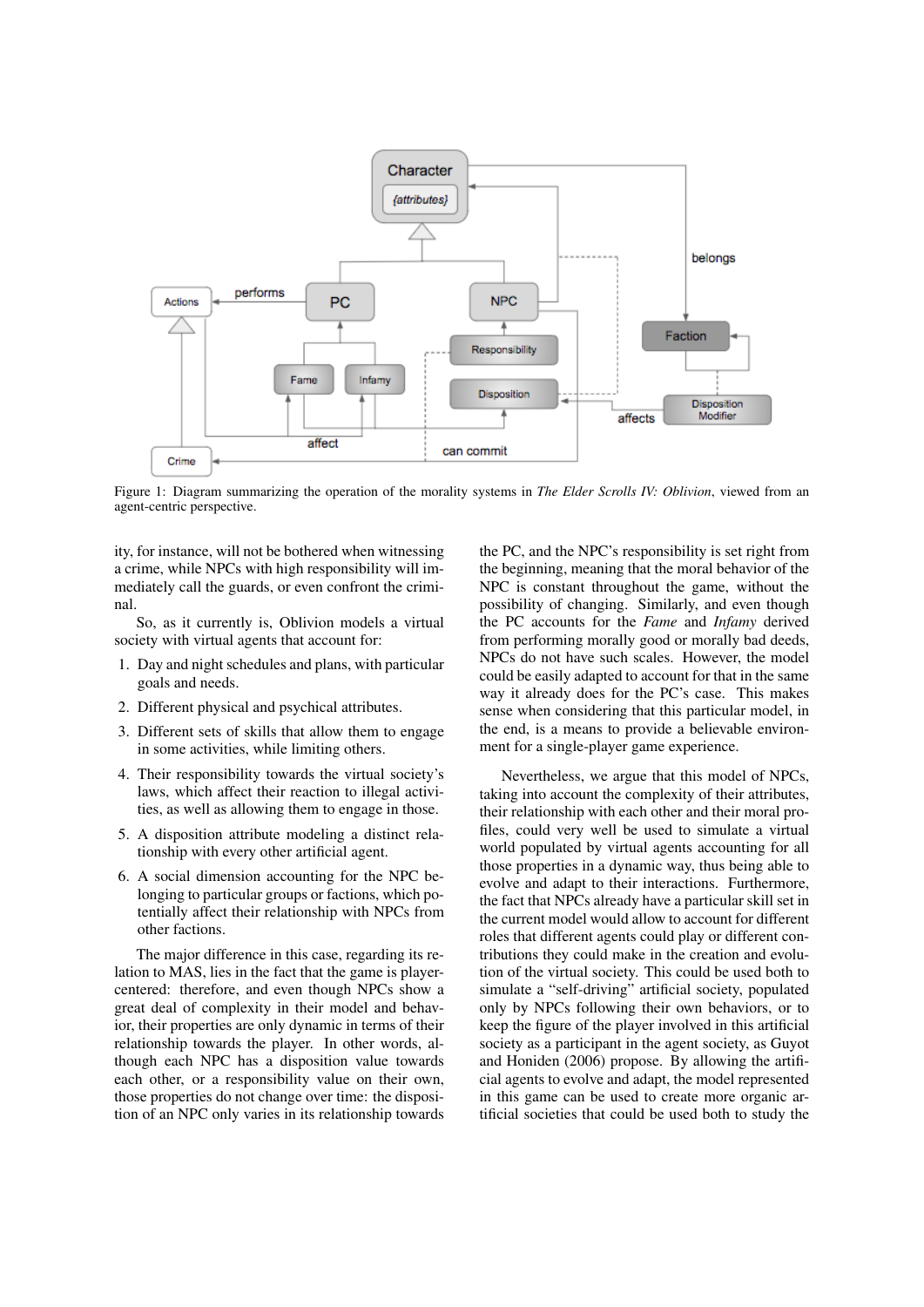Character

{attributes}

belongs

performs

Actions

PC

NPC

Faction

Responsibility

Fame

Infamy

Disposition

affects

Disposition Modifier

affect

can commit

Crime

Figure 1: Diagram summarizing the operation of the morality systems in *The Elder Scrolls IV: Oblivion*, viewed from an agent-centric perspective.

ity, for instance, will not be bothered when witnessing a crime, while NPCs with high responsibility will immediately call the guards, or even confront the criminal.

So, as it currently is, Oblivion models a virtual society with virtual agents that account for:

1. Day and night schedules and plans, with particular goals and needs.
2. Different physical and psychical attributes.
3. Different sets of skills that allow them to engage in some activities, while limiting others.
4. Their responsibility towards the virtual society's laws, which affect their reaction to illegal activities, as well as allowing them to engage in those.
5. A disposition attribute modeling a distinct relationship with every other artificial agent.
6. A social dimension accounting for the NPC belonging to particular groups or factions, which potentially affect their relationship with NPCs from other factions.

The major difference in this case, regarding its relation to MAS, lies in the fact that the game is player-centered: therefore, and even though NPCs show a great deal of complexity in their model and behavior, their properties are only dynamic in terms of their relationship towards the player. In other words, although each NPC has a disposition value towards each other, or a responsibility value on their own, those properties do not change over time: the disposition of an NPC only varies in its relationship towards the PC, and the NPC's responsibility is set right from the beginning, meaning that the moral behavior of the NPC is constant throughout the game, without the possibility of changing. Similarly, and even though the PC accounts for the *Fame* and *Infamy* derived from performing morally good or morally bad deeds, NPCs do not have such scales. However, the model could be easily adapted to account for that in the same way it already does for the PC's case. This makes sense when considering that this particular model, in the end, is a means to provide a believable environment for a single-player game experience.

Nevertheless, we argue that this model of NPCs, taking into account the complexity of their attributes, their relationship with each other and their moral profiles, could very well be used to simulate a virtual world populated by virtual agents accounting for all those properties in a dynamic way, thus being able to evolve and adapt to their interactions. Furthermore, the fact that NPCs already have a particular skill set in the current model would allow to account for different roles that different agents could play or different contributions they could make in the creation and evolution of the virtual society. This could be used both to simulate a "self-driving" artificial society, populated only by NPCs following their own behaviors, or to keep the figure of the player involved in this artificial society as a participant in the agent society, as Guyot and Honiden (2006) propose. By allowing the artificial agents to evolve and adapt, the model represented in this game can be used to create more organic artificial societies that could be used both to study the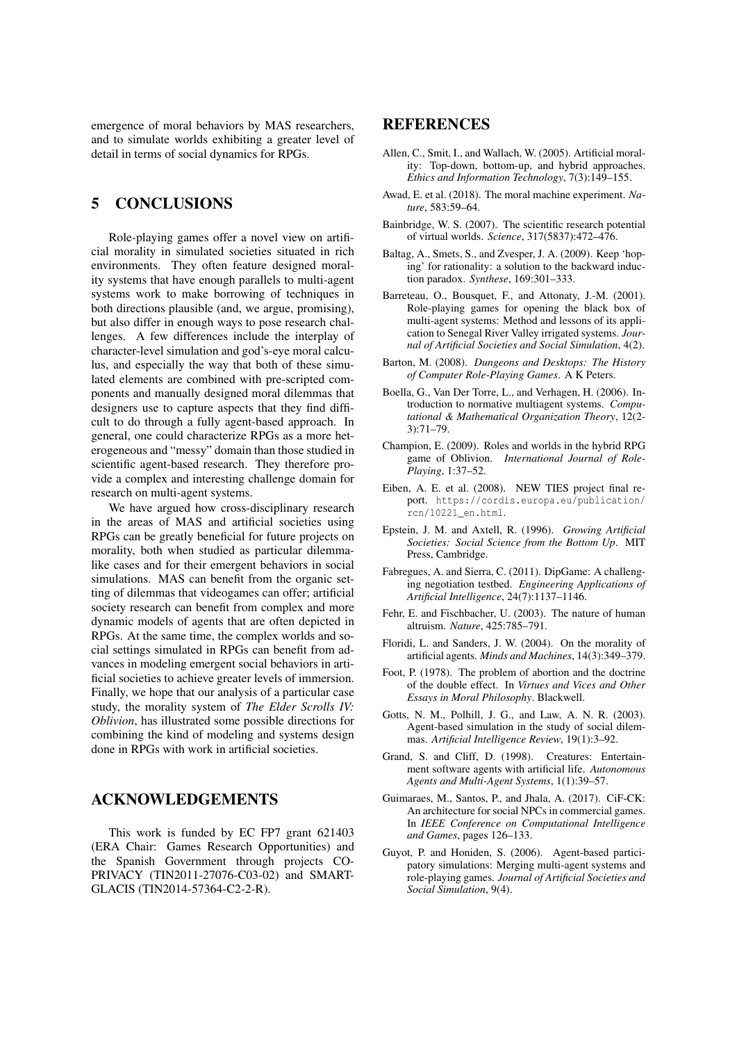emergence of moral behaviors by MAS researchers, and to simulate worlds exhibiting a greater level of detail in terms of social dynamics for RPGs.

## 5 CONCLUSIONS

Role-playing games offer a novel view on artificial morality in simulated societies situated in rich environments. They often feature designed morality systems that have enough parallels to multi-agent systems work to make borrowing of techniques in both directions plausible (and, we argue, promising), but also differ in enough ways to pose research challenges. A few differences include the interplay of character-level simulation and god's-eye moral calculus, and especially the way that both of these simulated elements are combined with pre-scripted components and manually designed moral dilemmas that designers use to capture aspects that they find difficult to do through a fully agent-based approach. In general, one could characterize RPGs as a more heterogeneous and "messy" domain than those studied in scientific agent-based research. They therefore provide a complex and interesting challenge domain for research on multi-agent systems.

We have argued how cross-disciplinary research in the areas of MAS and artificial societies using RPGs can be greatly beneficial for future projects on morality, both when studied as particular dilemma-like cases and for their emergent behaviors in social simulations. MAS can benefit from the organic setting of dilemmas that videogames can offer; artificial society research can benefit from complex and more dynamic models of agents that are often depicted in RPGs. At the same time, the complex worlds and social settings simulated in RPGs can benefit from advances in modeling emergent social behaviors in artificial societies to achieve greater levels of immersion. Finally, we hope that our analysis of a particular case study, the morality system of *The Elder Scrolls IV: Oblivion*, has illustrated some possible directions for combining the kind of modeling and systems design done in RPGs with work in artificial societies.

## ACKNOWLEDGEMENTS

This work is funded by EC FP7 grant 621403 (ERA Chair: Games Research Opportunities) and the Spanish Government through projects CO-PRIVACY (TIN2011-27076-C03-02) and SMART-GLACIS (TIN2014-57364-C2-2-R).

## REFERENCES

Allen, C., Smit, I., and Wallach, W. (2005). Artificial morality: Top-down, bottom-up, and hybrid approaches. *Ethics and Information Technology*, 7(3):149–155.

Awad, E. et al. (2018). The moral machine experiment. *Nature*, 583:59–64.

Bainbridge, W. S. (2007). The scientific research potential of virtual worlds. *Science*, 317(5837):472–476.

Baltag, A., Smets, S., and Zvesper, J. A. (2009). Keep 'hoping' for rationality: a solution to the backward induction paradox. *Synthese*, 169:301–333.

Barreteau, O., Bousquet, F., and Attonaty, J.-M. (2001). Role-playing games for opening the black box of multi-agent systems: Method and lessons of its application to Senegal River Valley irrigated systems. *Journal of Artificial Societies and Social Simulation*, 4(2).

Barton, M. (2008). *Dungeons and Desktops: The History of Computer Role-Playing Games*. A K Peters.

Boella, G., Van Der Torre, L., and Verhagen, H. (2006). Introduction to normative multiagent systems. *Computational & Mathematical Organization Theory*, 12(2-3):71–79.

Champion, E. (2009). Roles and worlds in the hybrid RPG game of Oblivion. *International Journal of Role-Playing*, 1:37–52.

Eiben, A. E. et al. (2008). NEW TIES project final report. https://cordis.europa.eu/publication/rcn/10221_en.html.

Epstein, J. M. and Axtell, R. (1996). *Growing Artificial Societies: Social Science from the Bottom Up*. MIT Press, Cambridge.

Fabregues, A. and Sierra, C. (2011). DipGame: A challenging negotiation testbed. *Engineering Applications of Artificial Intelligence*, 24(7):1137–1146.

Fehr, E. and Fischbacher, U. (2003). The nature of human altruism. *Nature*, 425:785–791.

Floridi, L. and Sanders, J. W. (2004). On the morality of artificial agents. *Minds and Machines*, 14(3):349–379.

Foot, P. (1978). The problem of abortion and the doctrine of the double effect. In *Virtues and Vices and Other Essays in Moral Philosophy*. Blackwell.

Gotts, N. M., Polhill, J. G., and Law, A. N. R. (2003). Agent-based simulation in the study of social dilemmas. *Artificial Intelligence Review*, 19(1):3–92.

Grand, S. and Cliff, D. (1998). Creatures: Entertainment software agents with artificial life. *Autonomous Agents and Multi-Agent Systems*, 1(1):39–57.

Guimaraes, M., Santos, P., and Jhala, A. (2017). CiF-CK: An architecture for social NPCs in commercial games. In *IEEE Conference on Computational Intelligence and Games*, pages 126–133.

Guyot, P. and Honiden, S. (2006). Agent-based participatory simulations: Merging multi-agent systems and role-playing games. *Journal of Artificial Societies and Social Simulation*, 9(4).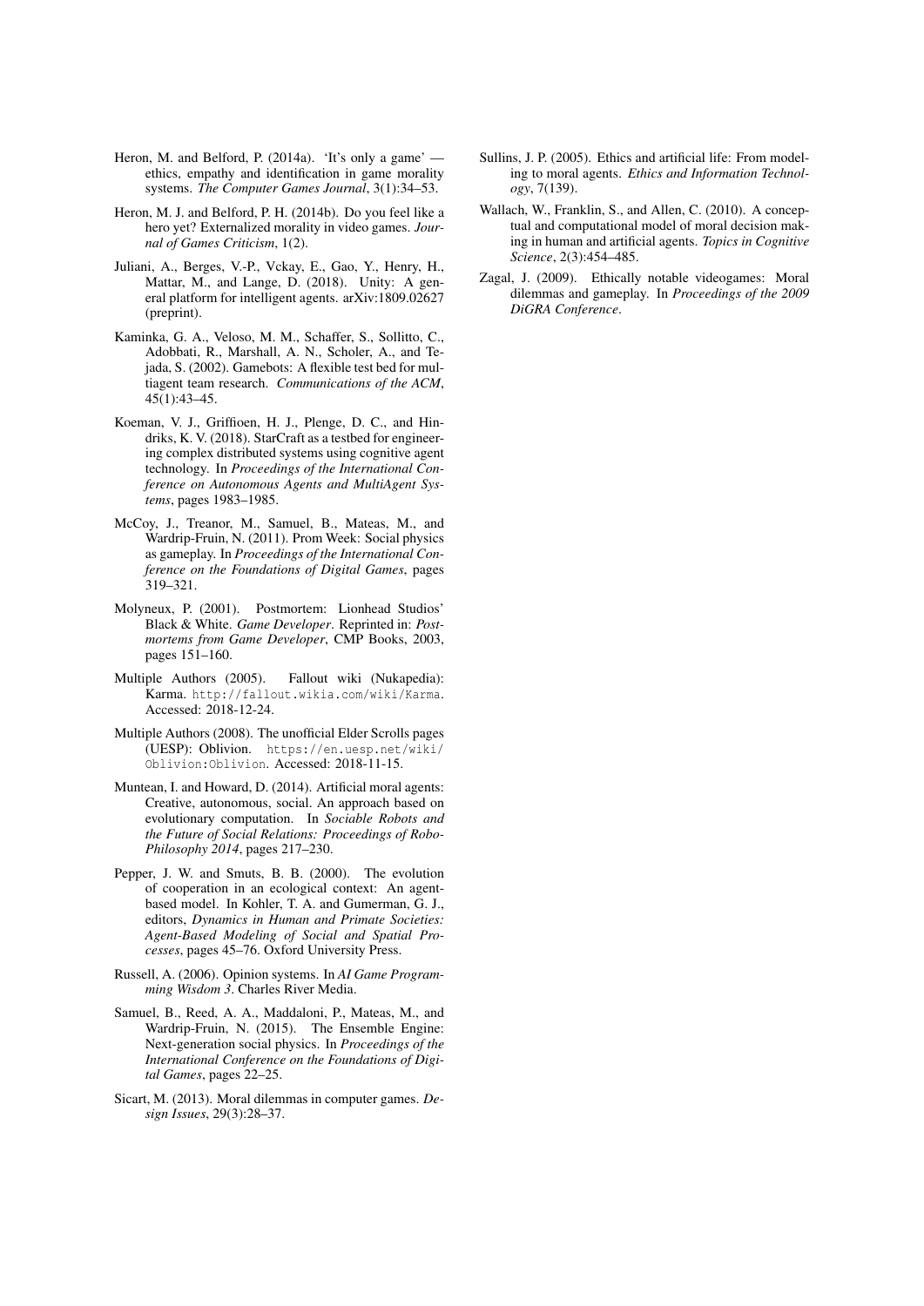Heron, M. and Belford, P. (2014a). 'It's only a game' — ethics, empathy and identification in game morality systems. *The Computer Games Journal*, 3(1):34–53.

Heron, M. J. and Belford, P. H. (2014b). Do you feel like a hero yet? Externalized morality in video games. *Journal of Games Criticism*, 1(2).

Juliani, A., Berges, V.-P., Vckay, E., Gao, Y., Henry, H., Mattar, M., and Lange, D. (2018). Unity: A general platform for intelligent agents. arXiv:1809.02627 (preprint).

Kaminka, G. A., Veloso, M. M., Schaffer, S., Sollitto, C., Adobbati, R., Marshall, A. N., Scholer, A., and Tejada, S. (2002). Gamebots: A flexible test bed for multiagent team research. *Communications of the ACM*, 45(1):43–45.

Koeman, V. J., Griffioen, H. J., Plenge, D. C., and Hindriks, K. V. (2018). StarCraft as a testbed for engineering complex distributed systems using cognitive agent technology. In *Proceedings of the International Conference on Autonomous Agents and MultiAgent Systems*, pages 1983–1985.

McCoy, J., Treanor, M., Samuel, B., Mateas, M., and Wardrip-Fruin, N. (2011). Prom Week: Social physics as gameplay. In *Proceedings of the International Conference on the Foundations of Digital Games*, pages 319–321.

Molyneux, P. (2001). Postmortem: Lionhead Studios' Black & White. *Game Developer*. Reprinted in: *Postmortems from Game Developer*, CMP Books, 2003, pages 151–160.

Multiple Authors (2005). Fallout wiki (Nukapedia): Karma. http://fallout.wikia.com/wiki/Karma. Accessed: 2018-12-24.

Multiple Authors (2008). The unofficial Elder Scrolls pages (UESP): Oblivion. https://en.uesp.net/wiki/Oblivion:Oblivion. Accessed: 2018-11-15.

Muntean, I. and Howard, D. (2014). Artificial moral agents: Creative, autonomous, social. An approach based on evolutionary computation. In *Sociable Robots and the Future of Social Relations: Proceedings of Robo-Philosophy 2014*, pages 217–230.

Pepper, J. W. and Smuts, B. B. (2000). The evolution of cooperation in an ecological context: An agent-based model. In Kohler, T. A. and Gumerman, G. J., editors, *Dynamics in Human and Primate Societies: Agent-Based Modeling of Social and Spatial Processes*, pages 45–76. Oxford University Press.

Russell, A. (2006). Opinion systems. In *AI Game Programming Wisdom 3*. Charles River Media.

Samuel, B., Reed, A. A., Maddaloni, P., Mateas, M., and Wardrip-Fruin, N. (2015). The Ensemble Engine: Next-generation social physics. In *Proceedings of the International Conference on the Foundations of Digital Games*, pages 22–25.

Sicart, M. (2013). Moral dilemmas in computer games. *Design Issues*, 29(3):28–37.

Sullins, J. P. (2005). Ethics and artificial life: From modeling to moral agents. *Ethics and Information Technology*, 7(139).

Wallach, W., Franklin, S., and Allen, C. (2010). A conceptual and computational model of moral decision making in human and artificial agents. *Topics in Cognitive Science*, 2(3):454–485.

Zagal, J. (2009). Ethically notable videogames: Moral dilemmas and gameplay. In *Proceedings of the 2009 DiGRA Conference*.